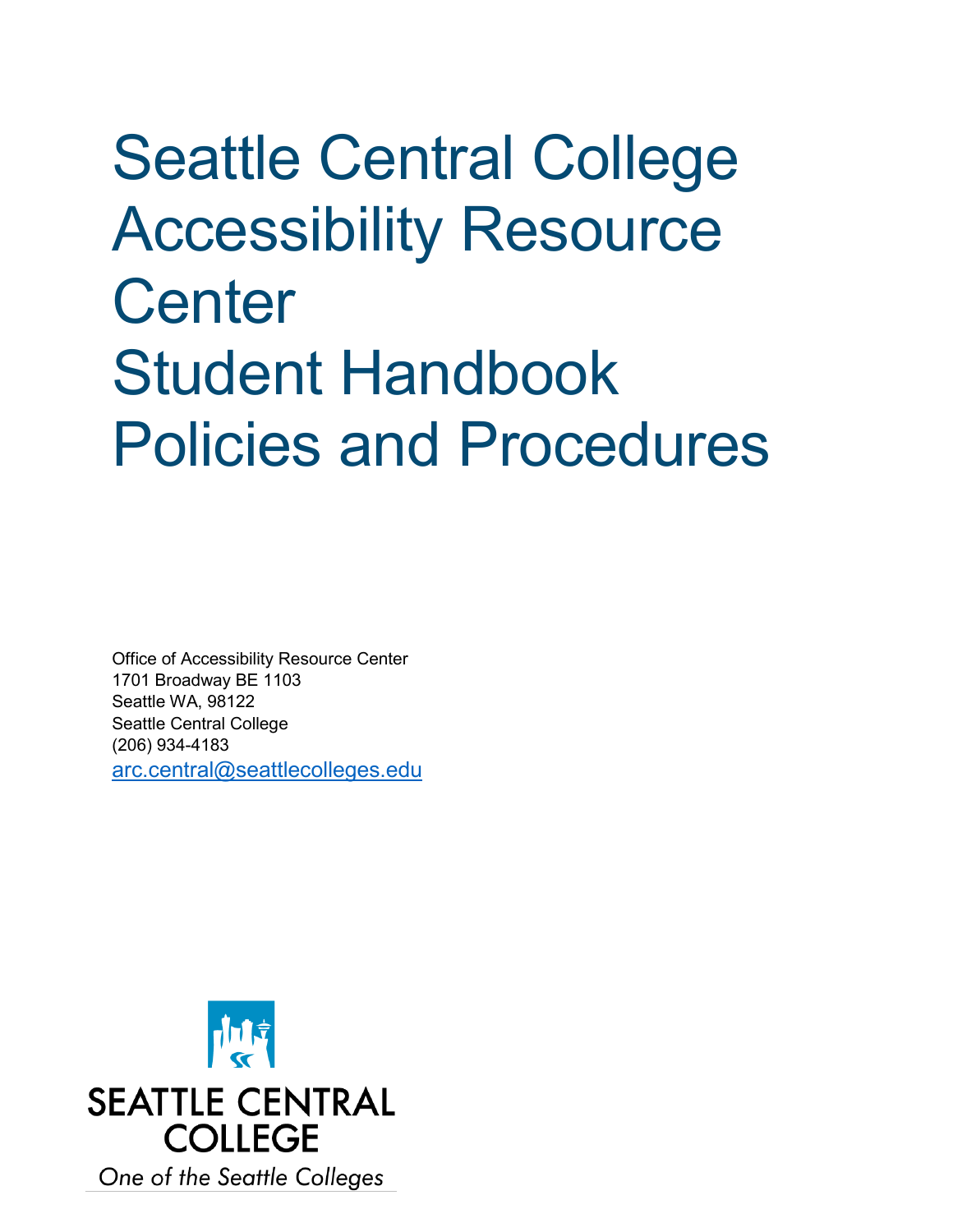# Seattle Central College Accessibility Resource Center Student Handbook Policies and Procedures

Office of Accessibility Resource Center
1701 Broadway BE 1103
Seattle WA, 98122
Seattle Central College
(206) 934-4183
arc.central@seattlecolleges.edu

SEATTLE CENTRAL COLLEGE

*One of the Seattle Colleges*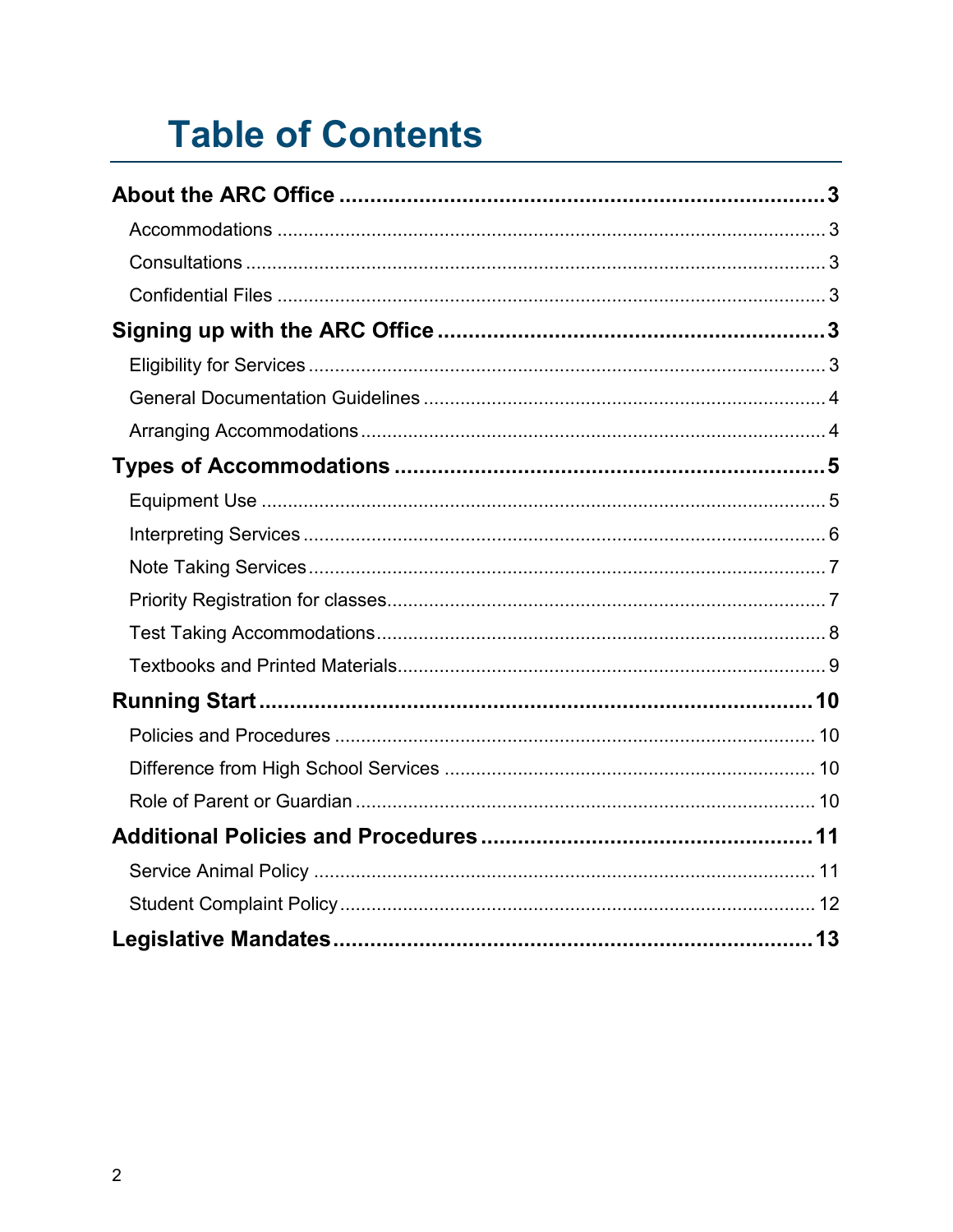# Table of Contents

**About the ARC Office** ..... **3**

- Accommodations ..... 3
- Consultations ..... 3
- Confidential Files ..... 3

**Signing up with the ARC Office** ..... **3**

- Eligibility for Services ..... 3
- General Documentation Guidelines ..... 4
- Arranging Accommodations ..... 4

**Types of Accommodations** ..... **5**

- Equipment Use ..... 5
- Interpreting Services ..... 6
- Note Taking Services ..... 7
- Priority Registration for classes ..... 7
- Test Taking Accommodations ..... 8
- Textbooks and Printed Materials ..... 9

**Running Start** ..... **10**

- Policies and Procedures ..... 10
- Difference from High School Services ..... 10
- Role of Parent or Guardian ..... 10

**Additional Policies and Procedures** ..... **11**

- Service Animal Policy ..... 11
- Student Complaint Policy ..... 12

**Legislative Mandates** ..... **13**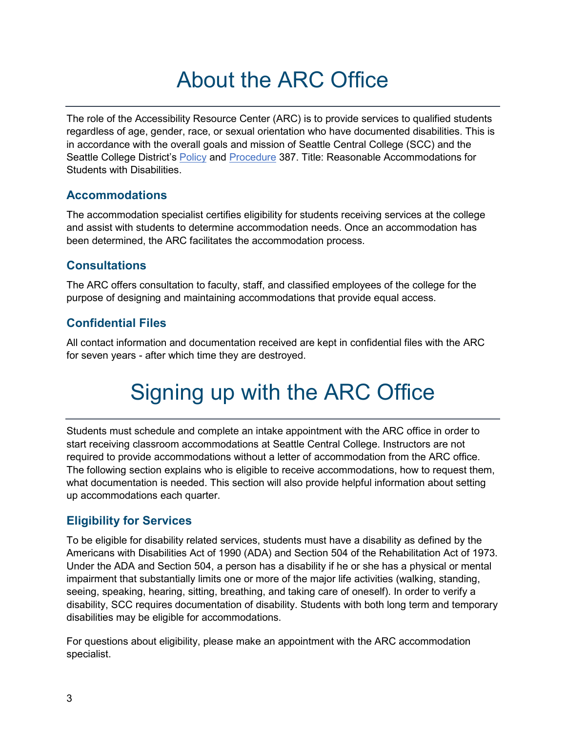# About the ARC Office

The role of the Accessibility Resource Center (ARC) is to provide services to qualified students regardless of age, gender, race, or sexual orientation who have documented disabilities. This is in accordance with the overall goals and mission of Seattle Central College (SCC) and the Seattle College District's Policy and Procedure 387. Title: Reasonable Accommodations for Students with Disabilities.

## Accommodations

The accommodation specialist certifies eligibility for students receiving services at the college and assist with students to determine accommodation needs. Once an accommodation has been determined, the ARC facilitates the accommodation process.

## Consultations

The ARC offers consultation to faculty, staff, and classified employees of the college for the purpose of designing and maintaining accommodations that provide equal access.

## Confidential Files

All contact information and documentation received are kept in confidential files with the ARC for seven years - after which time they are destroyed.

# Signing up with the ARC Office

Students must schedule and complete an intake appointment with the ARC office in order to start receiving classroom accommodations at Seattle Central College. Instructors are not required to provide accommodations without a letter of accommodation from the ARC office. The following section explains who is eligible to receive accommodations, how to request them, what documentation is needed. This section will also provide helpful information about setting up accommodations each quarter.

## Eligibility for Services

To be eligible for disability related services, students must have a disability as defined by the Americans with Disabilities Act of 1990 (ADA) and Section 504 of the Rehabilitation Act of 1973. Under the ADA and Section 504, a person has a disability if he or she has a physical or mental impairment that substantially limits one or more of the major life activities (walking, standing, seeing, speaking, hearing, sitting, breathing, and taking care of oneself). In order to verify a disability, SCC requires documentation of disability. Students with both long term and temporary disabilities may be eligible for accommodations.

For questions about eligibility, please make an appointment with the ARC accommodation specialist.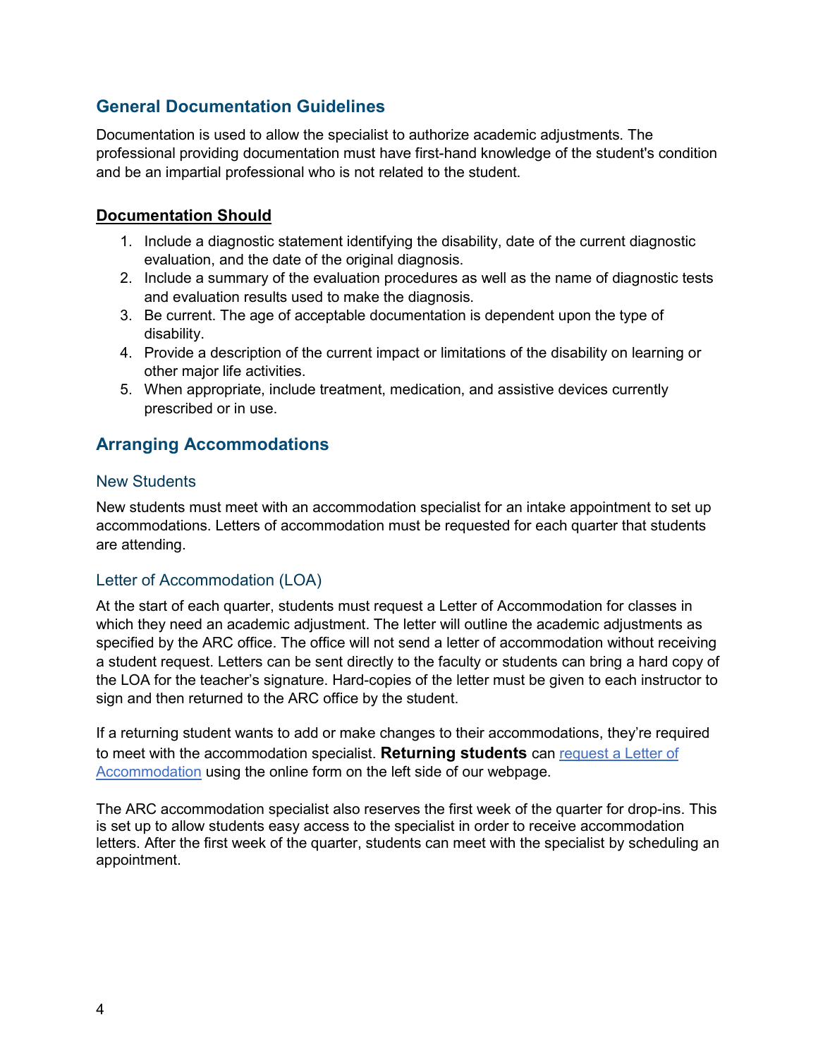## General Documentation Guidelines

Documentation is used to allow the specialist to authorize academic adjustments. The professional providing documentation must have first-hand knowledge of the student's condition and be an impartial professional who is not related to the student.

### **Documentation Should**

1. Include a diagnostic statement identifying the disability, date of the current diagnostic evaluation, and the date of the original diagnosis.
2. Include a summary of the evaluation procedures as well as the name of diagnostic tests and evaluation results used to make the diagnosis.
3. Be current. The age of acceptable documentation is dependent upon the type of disability.
4. Provide a description of the current impact or limitations of the disability on learning or other major life activities.
5. When appropriate, include treatment, medication, and assistive devices currently prescribed or in use.

## Arranging Accommodations

### New Students

New students must meet with an accommodation specialist for an intake appointment to set up accommodations. Letters of accommodation must be requested for each quarter that students are attending.

### Letter of Accommodation (LOA)

At the start of each quarter, students must request a Letter of Accommodation for classes in which they need an academic adjustment. The letter will outline the academic adjustments as specified by the ARC office. The office will not send a letter of accommodation without receiving a student request. Letters can be sent directly to the faculty or students can bring a hard copy of the LOA for the teacher's signature. Hard-copies of the letter must be given to each instructor to sign and then returned to the ARC office by the student.

If a returning student wants to add or make changes to their accommodations, they're required to meet with the accommodation specialist. **Returning students** can request a Letter of Accommodation using the online form on the left side of our webpage.

The ARC accommodation specialist also reserves the first week of the quarter for drop-ins. This is set up to allow students easy access to the specialist in order to receive accommodation letters. After the first week of the quarter, students can meet with the specialist by scheduling an appointment.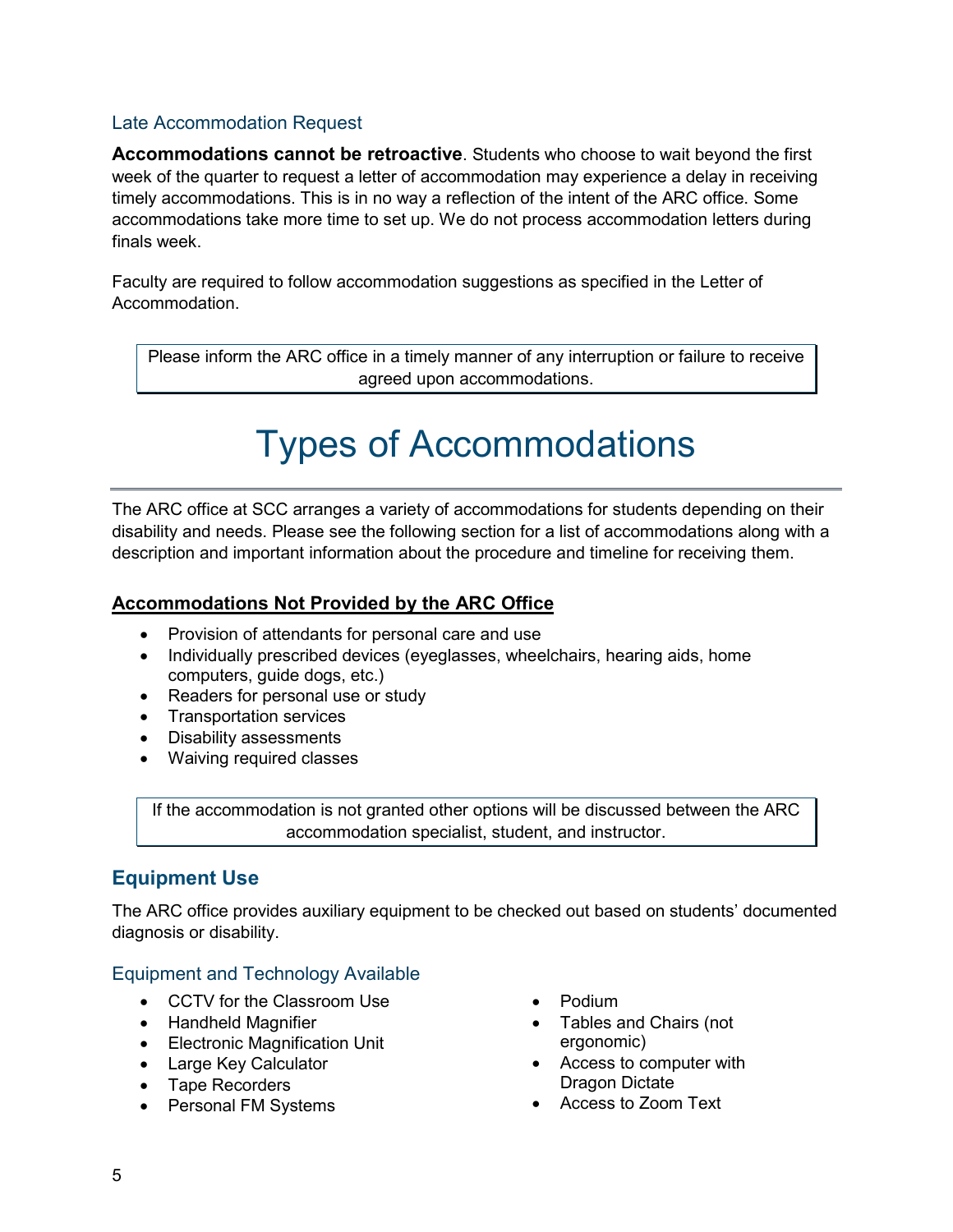### Late Accommodation Request

**Accommodations cannot be retroactive**. Students who choose to wait beyond the first week of the quarter to request a letter of accommodation may experience a delay in receiving timely accommodations. This is in no way a reflection of the intent of the ARC office. Some accommodations take more time to set up. We do not process accommodation letters during finals week.

Faculty are required to follow accommodation suggestions as specified in the Letter of Accommodation.

> Please inform the ARC office in a timely manner of any interruption or failure to receive agreed upon accommodations.

# Types of Accommodations

The ARC office at SCC arranges a variety of accommodations for students depending on their disability and needs. Please see the following section for a list of accommodations along with a description and important information about the procedure and timeline for receiving them.

**Accommodations Not Provided by the ARC Office**

- Provision of attendants for personal care and use
- Individually prescribed devices (eyeglasses, wheelchairs, hearing aids, home computers, guide dogs, etc.)
- Readers for personal use or study
- Transportation services
- Disability assessments
- Waiving required classes

> If the accommodation is not granted other options will be discussed between the ARC accommodation specialist, student, and instructor.

## Equipment Use

The ARC office provides auxiliary equipment to be checked out based on students' documented diagnosis or disability.

### Equipment and Technology Available

- CCTV for the Classroom Use
- Handheld Magnifier
- Electronic Magnification Unit
- Large Key Calculator
- Tape Recorders
- Personal FM Systems
- Podium
- Tables and Chairs (not ergonomic)
- Access to computer with Dragon Dictate
- Access to Zoom Text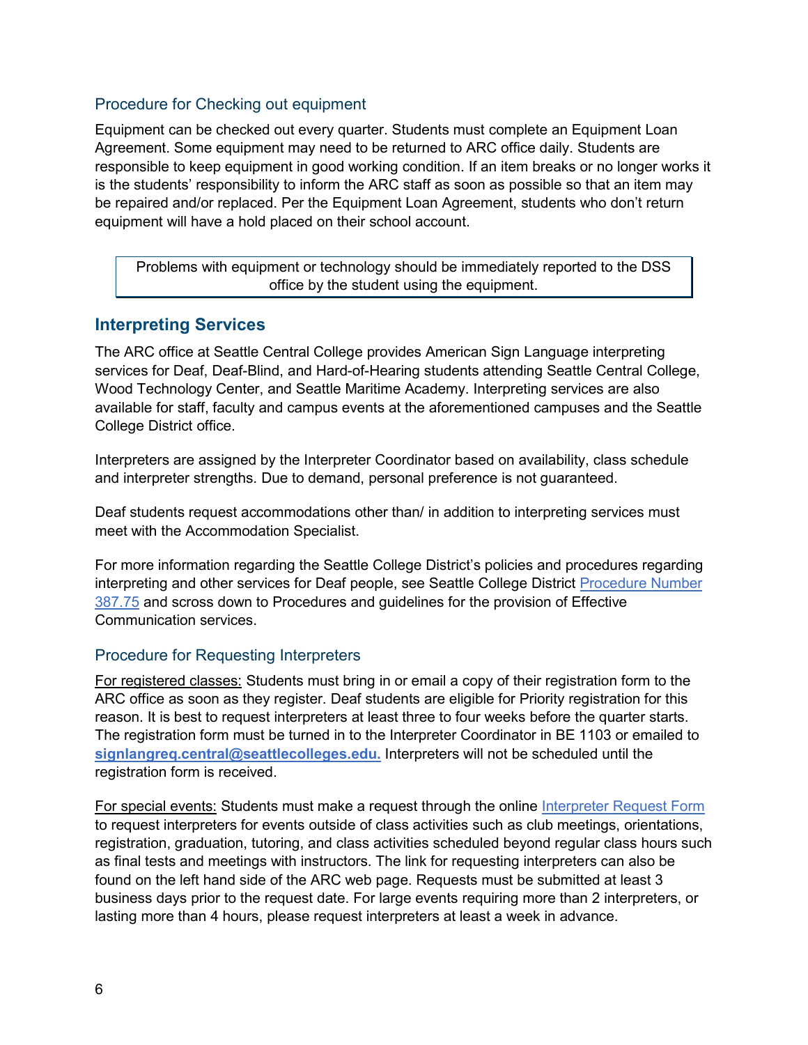### Procedure for Checking out equipment

Equipment can be checked out every quarter. Students must complete an Equipment Loan Agreement. Some equipment may need to be returned to ARC office daily. Students are responsible to keep equipment in good working condition. If an item breaks or no longer works it is the students' responsibility to inform the ARC staff as soon as possible so that an item may be repaired and/or replaced. Per the Equipment Loan Agreement, students who don't return equipment will have a hold placed on their school account.

> Problems with equipment or technology should be immediately reported to the DSS office by the student using the equipment.

## Interpreting Services

The ARC office at Seattle Central College provides American Sign Language interpreting services for Deaf, Deaf-Blind, and Hard-of-Hearing students attending Seattle Central College, Wood Technology Center, and Seattle Maritime Academy. Interpreting services are also available for staff, faculty and campus events at the aforementioned campuses and the Seattle College District office.

Interpreters are assigned by the Interpreter Coordinator based on availability, class schedule and interpreter strengths. Due to demand, personal preference is not guaranteed.

Deaf students request accommodations other than/ in addition to interpreting services must meet with the Accommodation Specialist.

For more information regarding the Seattle College District's policies and procedures regarding interpreting and other services for Deaf people, see Seattle College District Procedure Number 387.75 and scross down to Procedures and guidelines for the provision of Effective Communication services.

### Procedure for Requesting Interpreters

For registered classes: Students must bring in or email a copy of their registration form to the ARC office as soon as they register. Deaf students are eligible for Priority registration for this reason. It is best to request interpreters at least three to four weeks before the quarter starts. The registration form must be turned in to the Interpreter Coordinator in BE 1103 or emailed to **signlangreq.central@seattlecolleges.edu.** Interpreters will not be scheduled until the registration form is received.

For special events: Students must make a request through the online Interpreter Request Form to request interpreters for events outside of class activities such as club meetings, orientations, registration, graduation, tutoring, and class activities scheduled beyond regular class hours such as final tests and meetings with instructors. The link for requesting interpreters can also be found on the left hand side of the ARC web page. Requests must be submitted at least 3 business days prior to the request date. For large events requiring more than 2 interpreters, or lasting more than 4 hours, please request interpreters at least a week in advance.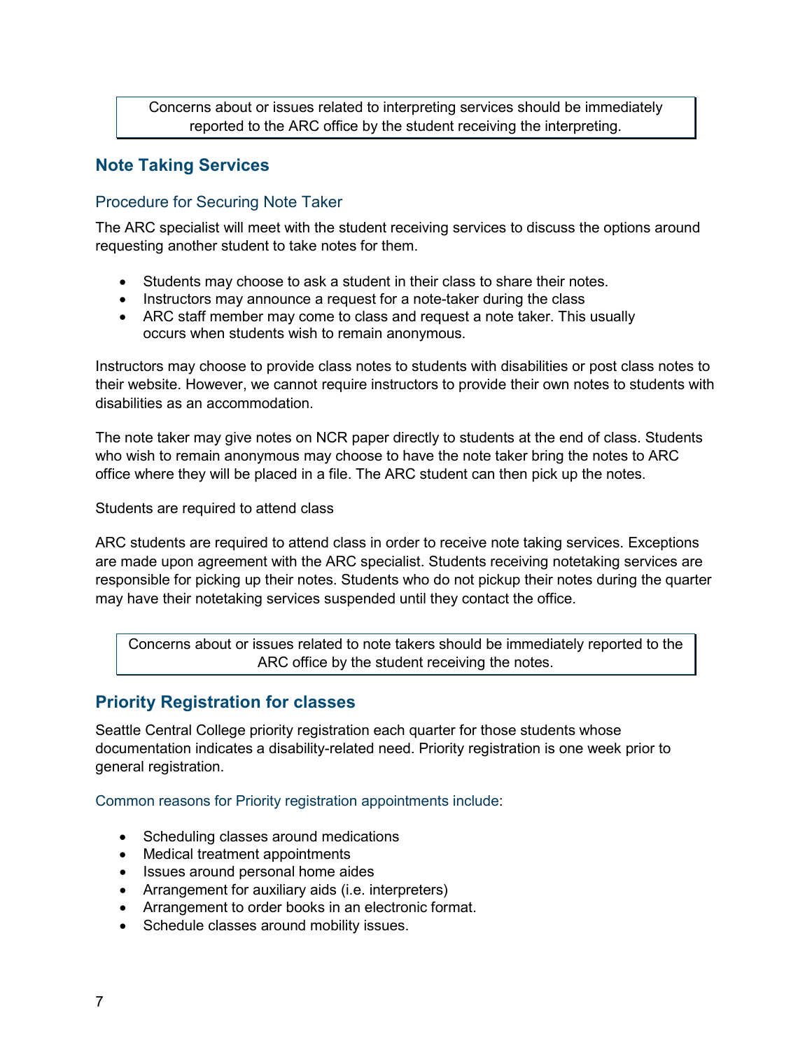Concerns about or issues related to interpreting services should be immediately reported to the ARC office by the student receiving the interpreting.

## Note Taking Services

### Procedure for Securing Note Taker

The ARC specialist will meet with the student receiving services to discuss the options around requesting another student to take notes for them.

- Students may choose to ask a student in their class to share their notes.
- Instructors may announce a request for a note-taker during the class
- ARC staff member may come to class and request a note taker. This usually occurs when students wish to remain anonymous.

Instructors may choose to provide class notes to students with disabilities or post class notes to their website. However, we cannot require instructors to provide their own notes to students with disabilities as an accommodation.

The note taker may give notes on NCR paper directly to students at the end of class. Students who wish to remain anonymous may choose to have the note taker bring the notes to ARC office where they will be placed in a file. The ARC student can then pick up the notes.

Students are required to attend class

ARC students are required to attend class in order to receive note taking services. Exceptions are made upon agreement with the ARC specialist. Students receiving notetaking services are responsible for picking up their notes. Students who do not pickup their notes during the quarter may have their notetaking services suspended until they contact the office.

Concerns about or issues related to note takers should be immediately reported to the ARC office by the student receiving the notes.

## Priority Registration for classes

Seattle Central College priority registration each quarter for those students whose documentation indicates a disability-related need. Priority registration is one week prior to general registration.

### Common reasons for Priority registration appointments include:

- Scheduling classes around medications
- Medical treatment appointments
- Issues around personal home aides
- Arrangement for auxiliary aids (i.e. interpreters)
- Arrangement to order books in an electronic format.
- Schedule classes around mobility issues.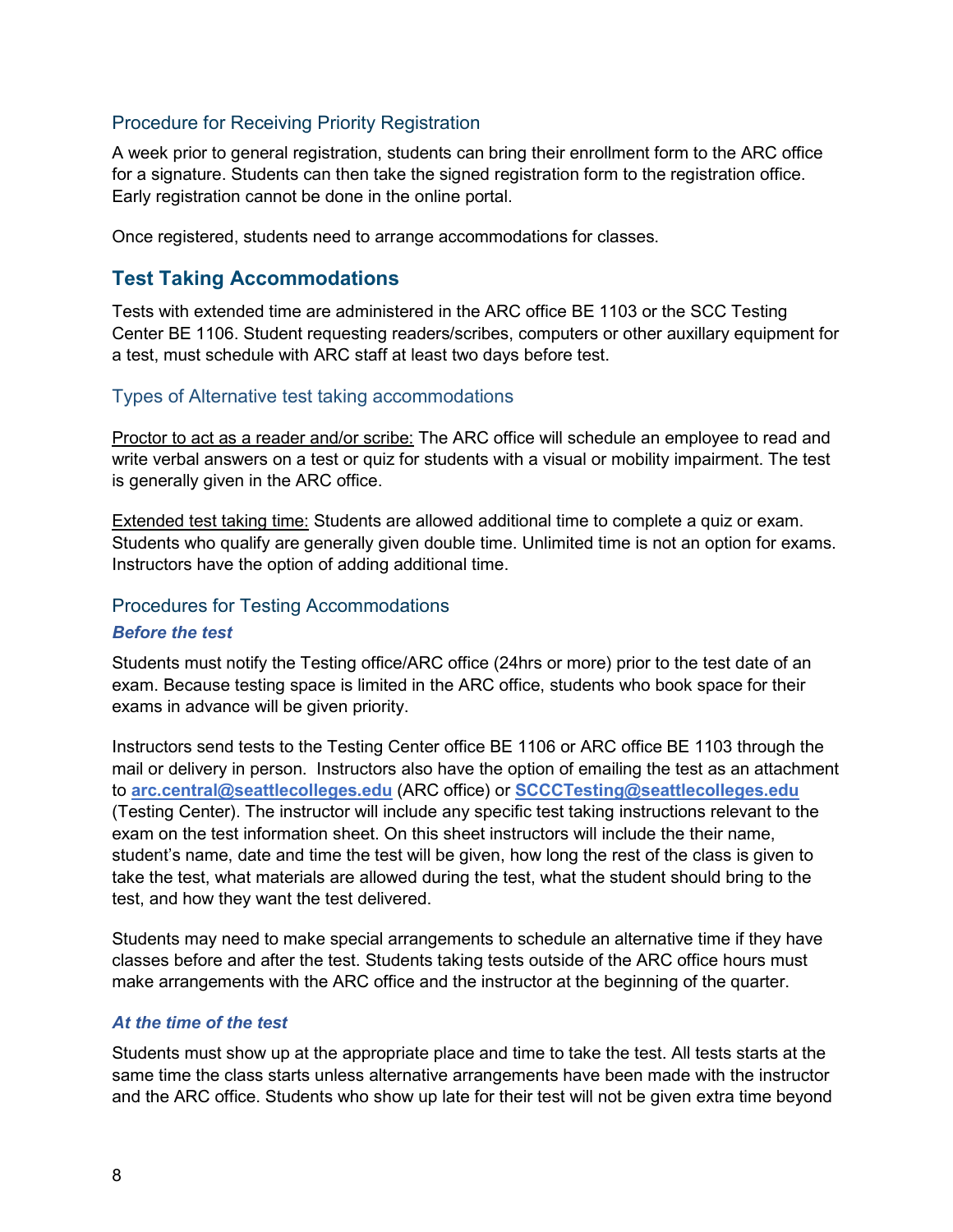### Procedure for Receiving Priority Registration

A week prior to general registration, students can bring their enrollment form to the ARC office for a signature. Students can then take the signed registration form to the registration office. Early registration cannot be done in the online portal.

Once registered, students need to arrange accommodations for classes.

## Test Taking Accommodations

Tests with extended time are administered in the ARC office BE 1103 or the SCC Testing Center BE 1106. Student requesting readers/scribes, computers or other auxillary equipment for a test, must schedule with ARC staff at least two days before test.

### Types of Alternative test taking accommodations

<u>Proctor to act as a reader and/or scribe:</u> The ARC office will schedule an employee to read and write verbal answers on a test or quiz for students with a visual or mobility impairment. The test is generally given in the ARC office.

<u>Extended test taking time:</u> Students are allowed additional time to complete a quiz or exam. Students who qualify are generally given double time. Unlimited time is not an option for exams. Instructors have the option of adding additional time.

### Procedures for Testing Accommodations

#### *Before the test*

Students must notify the Testing office/ARC office (24hrs or more) prior to the test date of an exam. Because testing space is limited in the ARC office, students who book space for their exams in advance will be given priority.

Instructors send tests to the Testing Center office BE 1106 or ARC office BE 1103 through the mail or delivery in person. Instructors also have the option of emailing the test as an attachment to **arc.central@seattlecolleges.edu** (ARC office) or **SCCCTesting@seattlecolleges.edu** (Testing Center). The instructor will include any specific test taking instructions relevant to the exam on the test information sheet. On this sheet instructors will include the their name, student's name, date and time the test will be given, how long the rest of the class is given to take the test, what materials are allowed during the test, what the student should bring to the test, and how they want the test delivered.

Students may need to make special arrangements to schedule an alternative time if they have classes before and after the test. Students taking tests outside of the ARC office hours must make arrangements with the ARC office and the instructor at the beginning of the quarter.

#### *At the time of the test*

Students must show up at the appropriate place and time to take the test. All tests starts at the same time the class starts unless alternative arrangements have been made with the instructor and the ARC office. Students who show up late for their test will not be given extra time beyond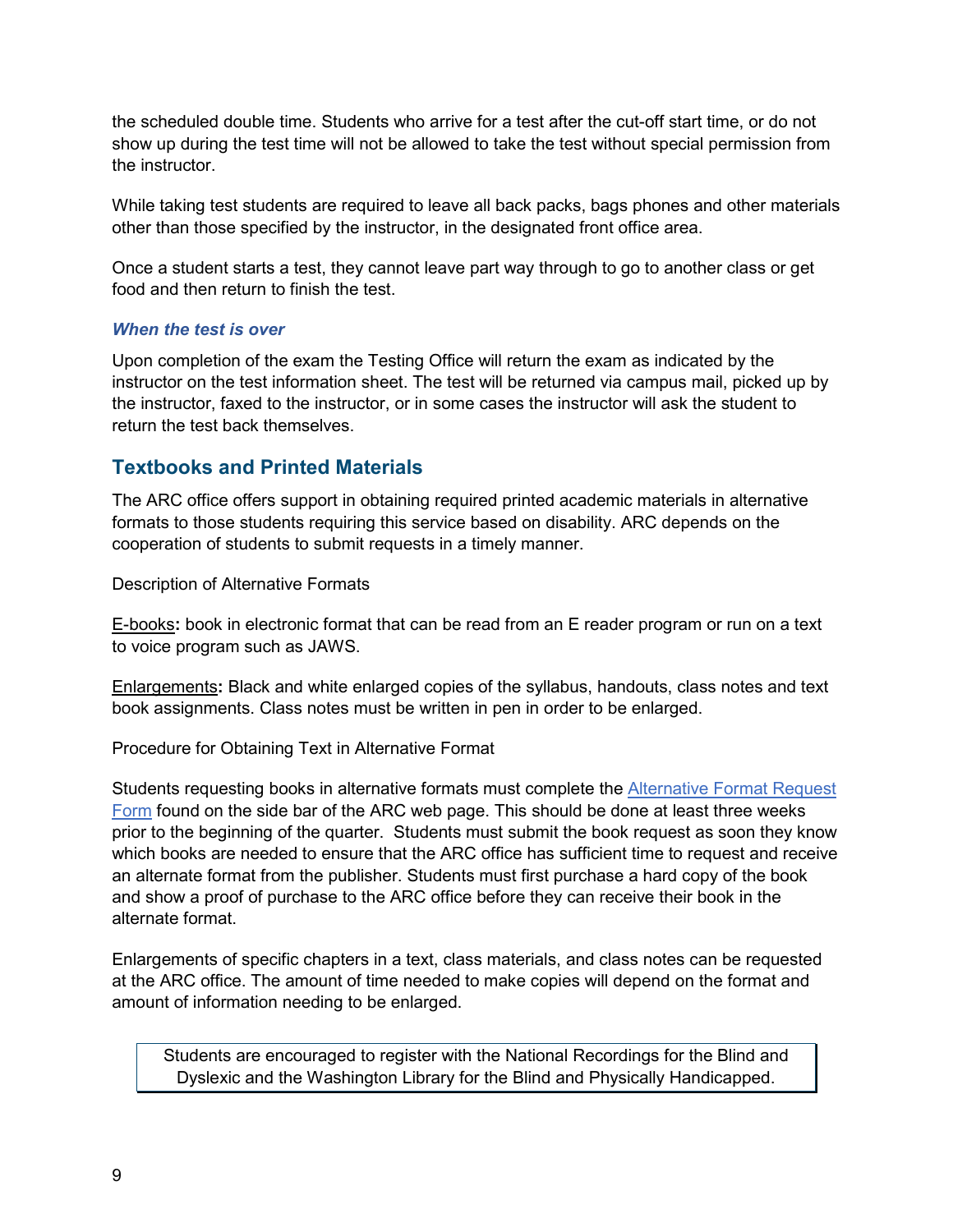the scheduled double time. Students who arrive for a test after the cut-off start time, or do not show up during the test time will not be allowed to take the test without special permission from the instructor.

While taking test students are required to leave all back packs, bags phones and other materials other than those specified by the instructor, in the designated front office area.

Once a student starts a test, they cannot leave part way through to go to another class or get food and then return to finish the test.

### *When the test is over*

Upon completion of the exam the Testing Office will return the exam as indicated by the instructor on the test information sheet. The test will be returned via campus mail, picked up by the instructor, faxed to the instructor, or in some cases the instructor will ask the student to return the test back themselves.

## Textbooks and Printed Materials

The ARC office offers support in obtaining required printed academic materials in alternative formats to those students requiring this service based on disability. ARC depends on the cooperation of students to submit requests in a timely manner.

Description of Alternative Formats

E-books**:** book in electronic format that can be read from an E reader program or run on a text to voice program such as JAWS.

Enlargements**:** Black and white enlarged copies of the syllabus, handouts, class notes and text book assignments. Class notes must be written in pen in order to be enlarged.

Procedure for Obtaining Text in Alternative Format

Students requesting books in alternative formats must complete the Alternative Format Request Form found on the side bar of the ARC web page. This should be done at least three weeks prior to the beginning of the quarter. Students must submit the book request as soon they know which books are needed to ensure that the ARC office has sufficient time to request and receive an alternate format from the publisher. Students must first purchase a hard copy of the book and show a proof of purchase to the ARC office before they can receive their book in the alternate format.

Enlargements of specific chapters in a text, class materials, and class notes can be requested at the ARC office. The amount of time needed to make copies will depend on the format and amount of information needing to be enlarged.

> Students are encouraged to register with the National Recordings for the Blind and Dyslexic and the Washington Library for the Blind and Physically Handicapped.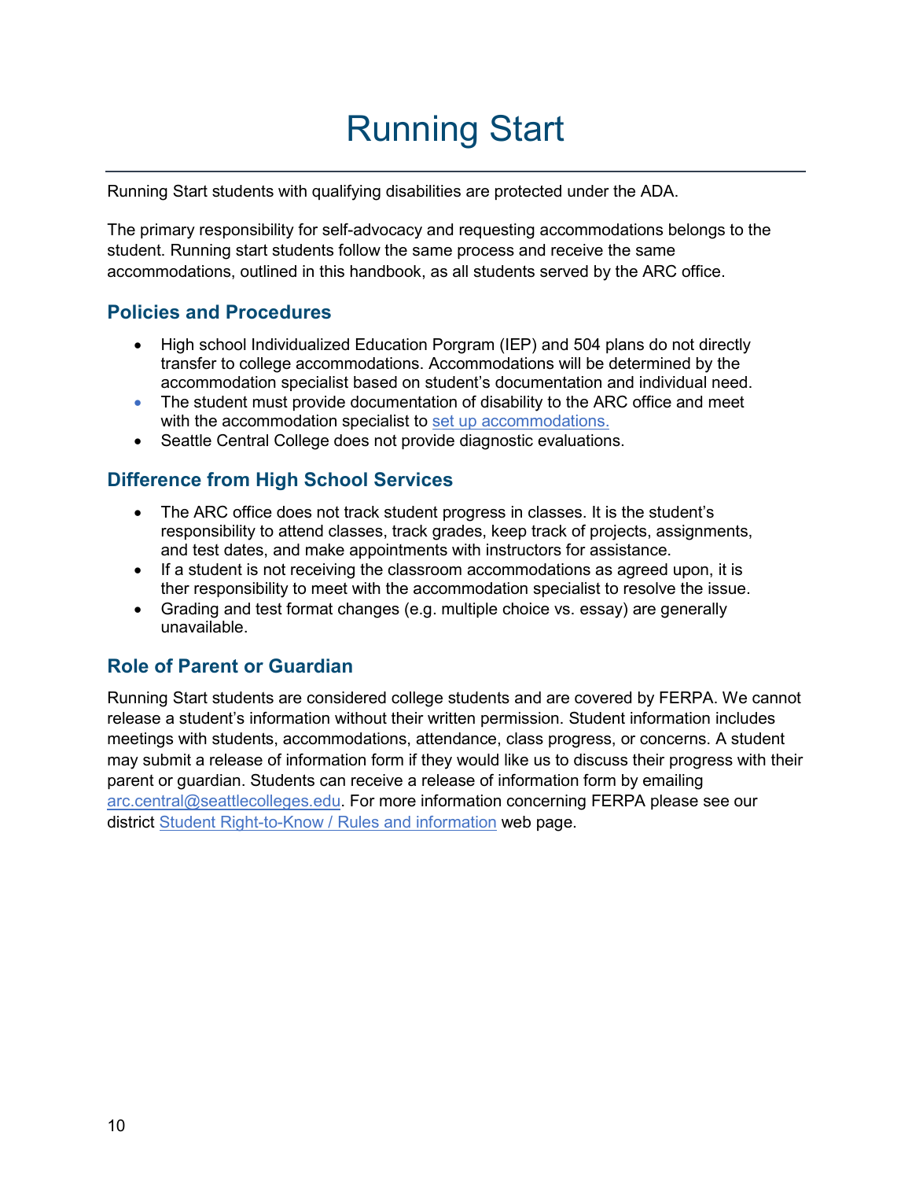# Running Start

Running Start students with qualifying disabilities are protected under the ADA.

The primary responsibility for self-advocacy and requesting accommodations belongs to the student. Running start students follow the same process and receive the same accommodations, outlined in this handbook, as all students served by the ARC office.

## Policies and Procedures

- High school Individualized Education Porgram (IEP) and 504 plans do not directly transfer to college accommodations. Accommodations will be determined by the accommodation specialist based on student's documentation and individual need.
- The student must provide documentation of disability to the ARC office and meet with the accommodation specialist to [set up accommodations.]()
- Seattle Central College does not provide diagnostic evaluations.

## Difference from High School Services

- The ARC office does not track student progress in classes. It is the student's responsibility to attend classes, track grades, keep track of projects, assignments, and test dates, and make appointments with instructors for assistance.
- If a student is not receiving the classroom accommodations as agreed upon, it is ther responsibility to meet with the accommodation specialist to resolve the issue.
- Grading and test format changes (e.g. multiple choice vs. essay) are generally unavailable.

## Role of Parent or Guardian

Running Start students are considered college students and are covered by FERPA. We cannot release a student's information without their written permission. Student information includes meetings with students, accommodations, attendance, class progress, or concerns. A student may submit a release of information form if they would like us to discuss their progress with their parent or guardian. Students can receive a release of information form by emailing arc.central@seattlecolleges.edu. For more information concerning FERPA please see our district [Student Right-to-Know / Rules and information]() web page.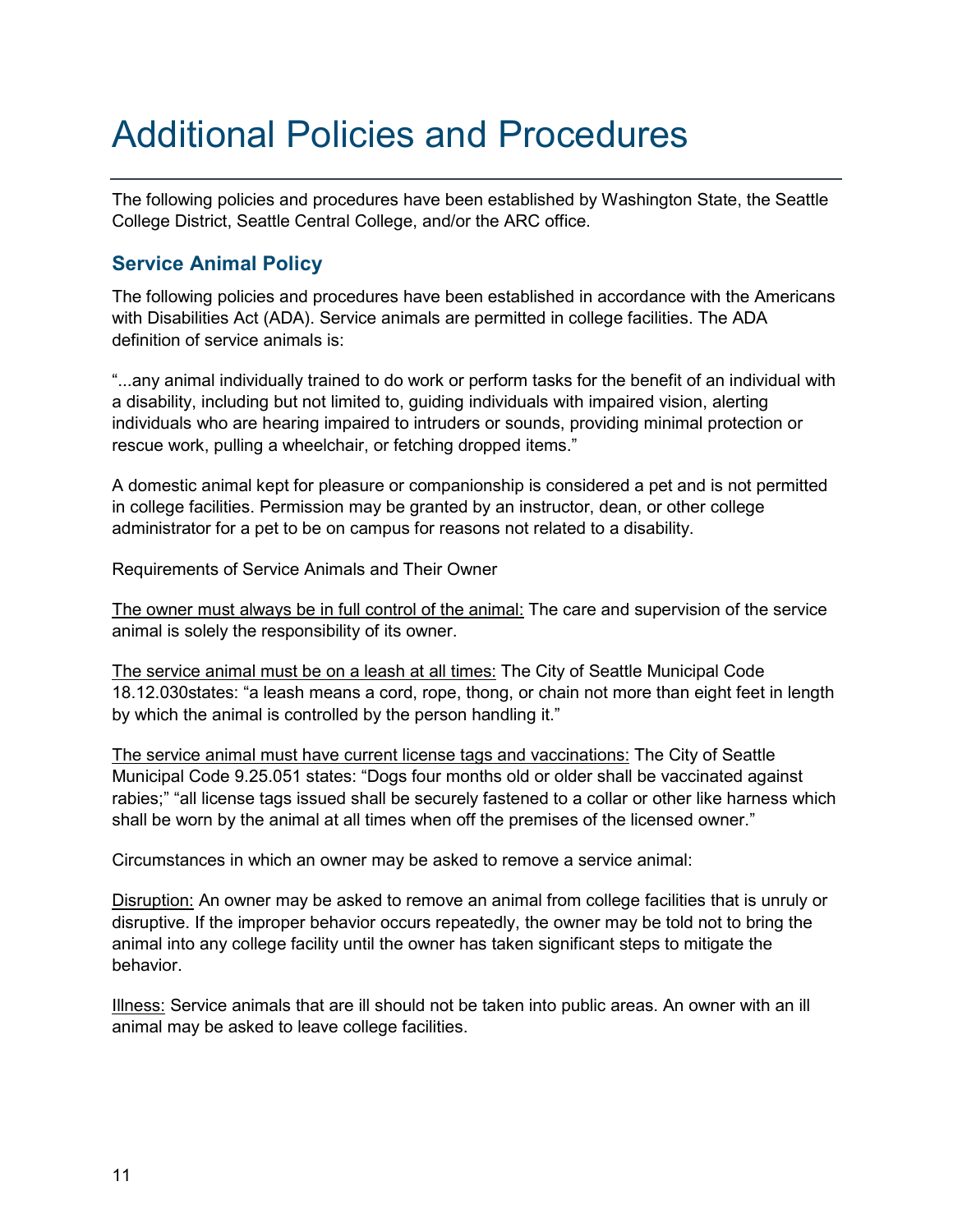# Additional Policies and Procedures

The following policies and procedures have been established by Washington State, the Seattle College District, Seattle Central College, and/or the ARC office.

## Service Animal Policy

The following policies and procedures have been established in accordance with the Americans with Disabilities Act (ADA). Service animals are permitted in college facilities. The ADA definition of service animals is:

"...any animal individually trained to do work or perform tasks for the benefit of an individual with a disability, including but not limited to, guiding individuals with impaired vision, alerting individuals who are hearing impaired to intruders or sounds, providing minimal protection or rescue work, pulling a wheelchair, or fetching dropped items."

A domestic animal kept for pleasure or companionship is considered a pet and is not permitted in college facilities. Permission may be granted by an instructor, dean, or other college administrator for a pet to be on campus for reasons not related to a disability.

Requirements of Service Animals and Their Owner

<u>The owner must always be in full control of the animal:</u> The care and supervision of the service animal is solely the responsibility of its owner.

<u>The service animal must be on a leash at all times:</u> The City of Seattle Municipal Code 18.12.030states: "a leash means a cord, rope, thong, or chain not more than eight feet in length by which the animal is controlled by the person handling it."

<u>The service animal must have current license tags and vaccinations:</u> The City of Seattle Municipal Code 9.25.051 states: "Dogs four months old or older shall be vaccinated against rabies;" "all license tags issued shall be securely fastened to a collar or other like harness which shall be worn by the animal at all times when off the premises of the licensed owner."

Circumstances in which an owner may be asked to remove a service animal:

<u>Disruption:</u> An owner may be asked to remove an animal from college facilities that is unruly or disruptive. If the improper behavior occurs repeatedly, the owner may be told not to bring the animal into any college facility until the owner has taken significant steps to mitigate the behavior.

<u>Illness:</u> Service animals that are ill should not be taken into public areas. An owner with an ill animal may be asked to leave college facilities.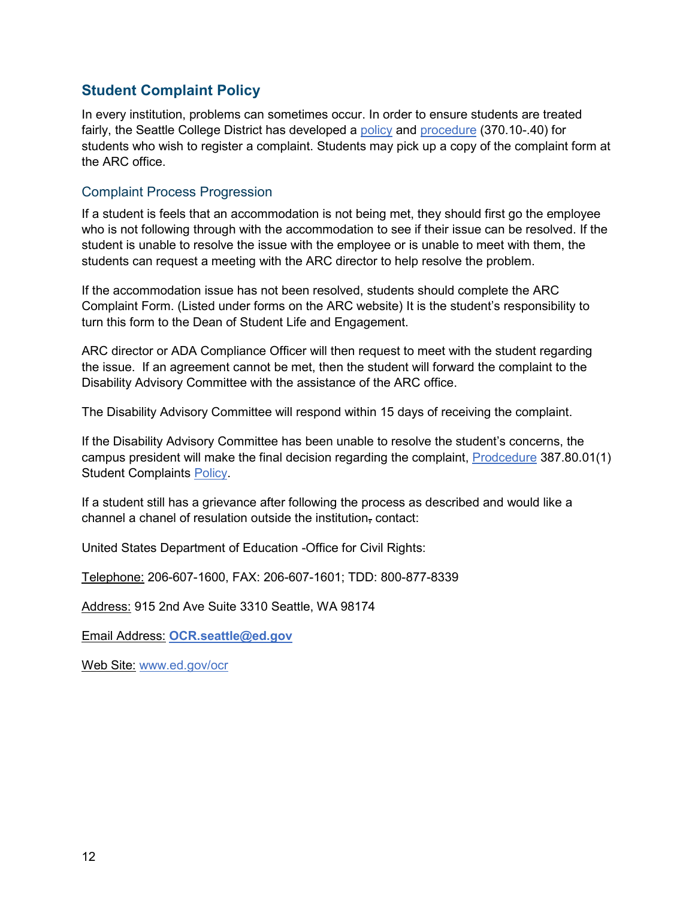## Student Complaint Policy

In every institution, problems can sometimes occur. In order to ensure students are treated fairly, the Seattle College District has developed a policy and procedure (370.10-.40) for students who wish to register a complaint. Students may pick up a copy of the complaint form at the ARC office.

### Complaint Process Progression

If a student is feels that an accommodation is not being met, they should first go the employee who is not following through with the accommodation to see if their issue can be resolved. If the student is unable to resolve the issue with the employee or is unable to meet with them, the students can request a meeting with the ARC director to help resolve the problem.

If the accommodation issue has not been resolved, students should complete the ARC Complaint Form. (Listed under forms on the ARC website) It is the student's responsibility to turn this form to the Dean of Student Life and Engagement.

ARC director or ADA Compliance Officer will then request to meet with the student regarding the issue. If an agreement cannot be met, then the student will forward the complaint to the Disability Advisory Committee with the assistance of the ARC office.

The Disability Advisory Committee will respond within 15 days of receiving the complaint.

If the Disability Advisory Committee has been unable to resolve the student's concerns, the campus president will make the final decision regarding the complaint, Prodcedure 387.80.01(1) Student Complaints Policy.

If a student still has a grievance after following the process as described and would like a channel a chanel of resulation outside the institution, contact:

United States Department of Education -Office for Civil Rights:

Telephone: 206-607-1600, FAX: 206-607-1601; TDD: 800-877-8339

Address: 915 2nd Ave Suite 3310 Seattle, WA 98174

Email Address: **OCR.seattle@ed.gov**

Web Site: www.ed.gov/ocr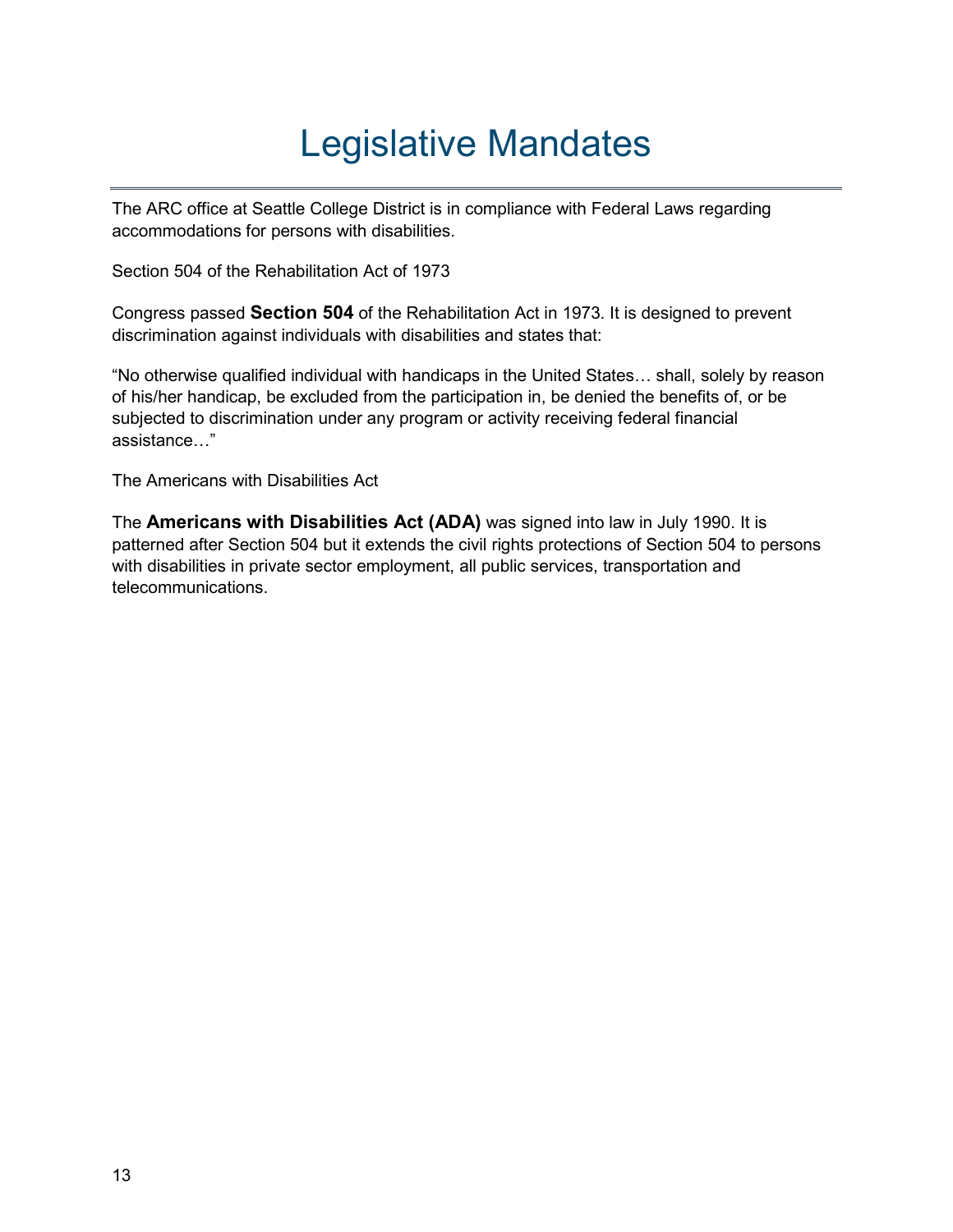# Legislative Mandates

The ARC office at Seattle College District is in compliance with Federal Laws regarding accommodations for persons with disabilities.

Section 504 of the Rehabilitation Act of 1973

Congress passed **Section 504** of the Rehabilitation Act in 1973. It is designed to prevent discrimination against individuals with disabilities and states that:

“No otherwise qualified individual with handicaps in the United States… shall, solely by reason of his/her handicap, be excluded from the participation in, be denied the benefits of, or be subjected to discrimination under any program or activity receiving federal financial assistance…”

The Americans with Disabilities Act

The **Americans with Disabilities Act (ADA)** was signed into law in July 1990. It is patterned after Section 504 but it extends the civil rights protections of Section 504 to persons with disabilities in private sector employment, all public services, transportation and telecommunications.